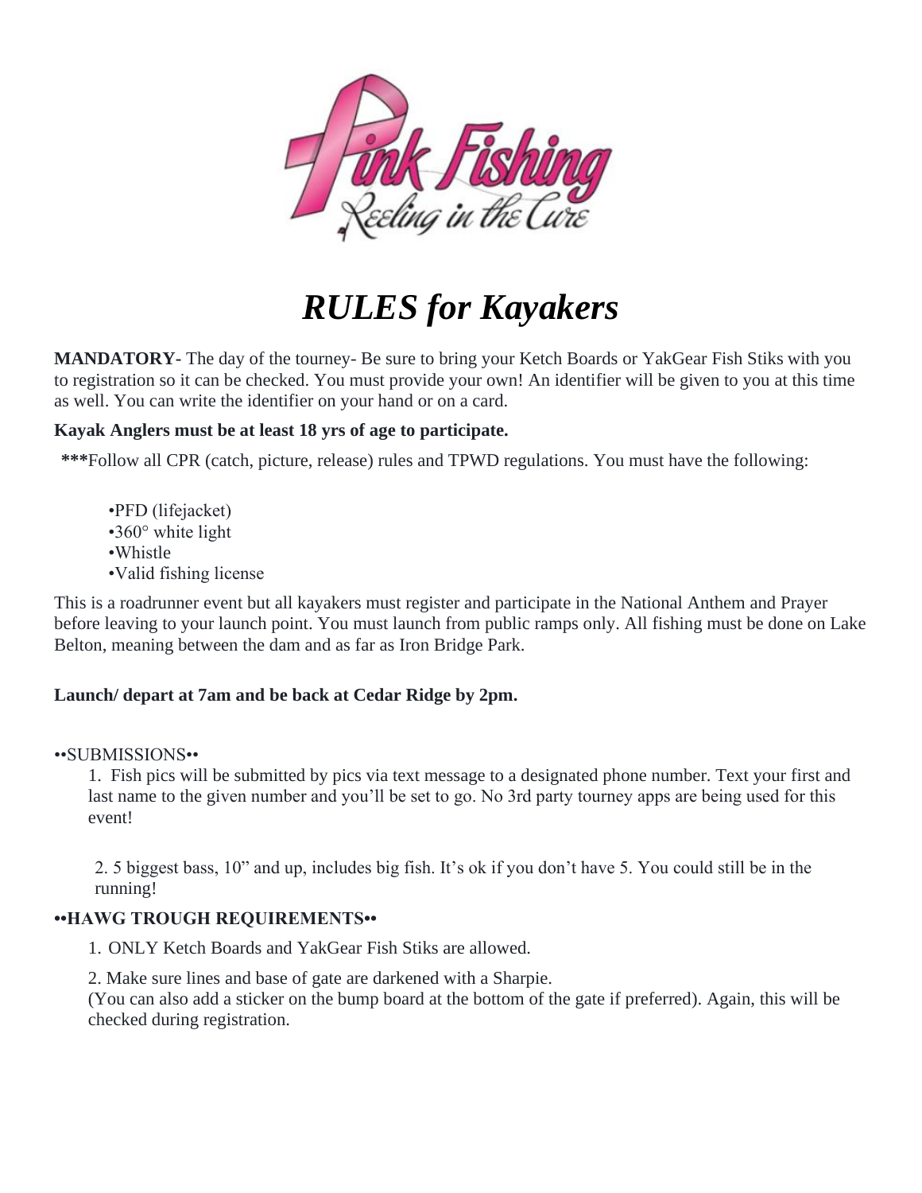# *RULES for Kayakers*

**MANDATORY-** The day of the tourney- Be sure to bring your Ketch Boards or YakGear Fish Stiks with you to registration so it can be checked. You must provide your own! An identifier will be given to you at this time as well. You can write the identifier on your hand or on a card.

**Kayak Anglers must be at least 18 yrs of age to participate.**

**\*\*\***Follow all CPR (catch, picture, release) rules and TPWD regulations. You must have the following:

- PFD (lifejacket)
- 360° white light
- Whistle
- Valid fishing license

This is a roadrunner event but all kayakers must register and participate in the National Anthem and Prayer before leaving to your launch point. You must launch from public ramps only. All fishing must be done on Lake Belton, meaning between the dam and as far as Iron Bridge Park.

**Launch/ depart at 7am and be back at Cedar Ridge by 2pm.**

••SUBMISSIONS••

1. Fish pics will be submitted by pics via text message to a designated phone number. Text your first and last name to the given number and you'll be set to go. No 3rd party tourney apps are being used for this event!

2. 5 biggest bass, 10" and up, includes big fish. It's ok if you don't have 5. You could still be in the running!

**••HAWG TROUGH REQUIREMENTS••**

1. ONLY Ketch Boards and YakGear Fish Stiks are allowed.

2. Make sure lines and base of gate are darkened with a Sharpie.
(You can also add a sticker on the bump board at the bottom of the gate if preferred). Again, this will be checked during registration.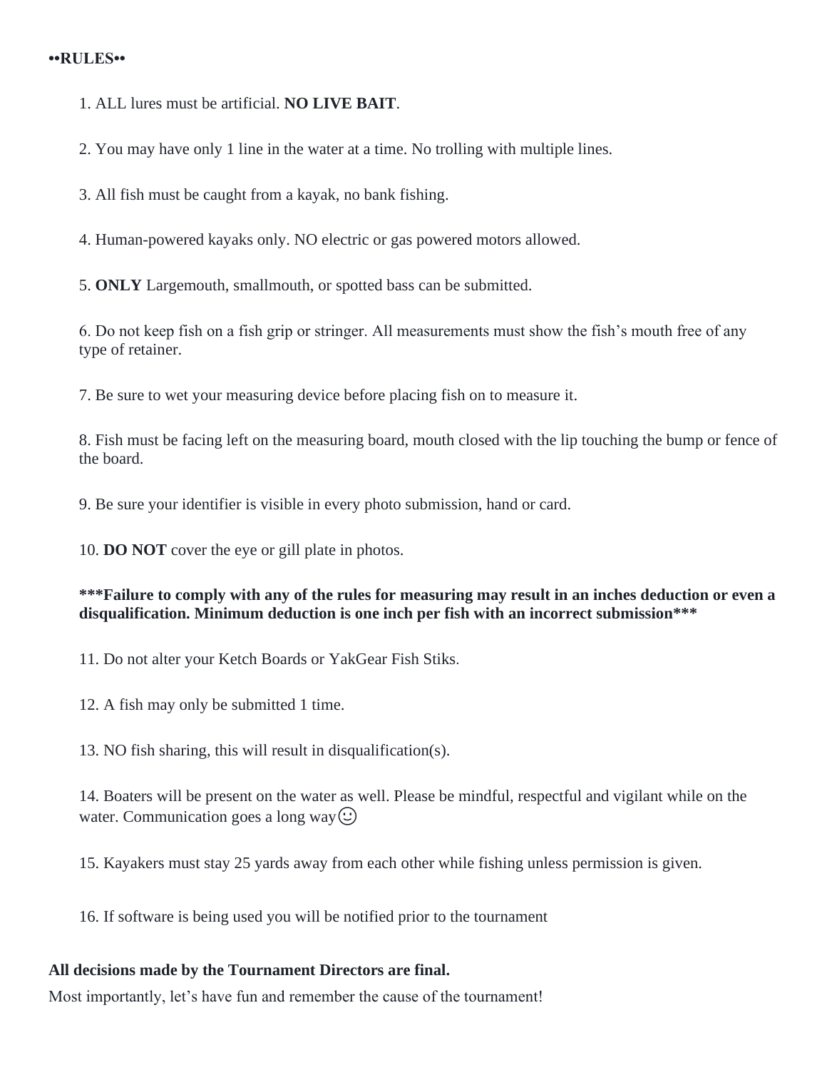**••RULES••**

1. ALL lures must be artificial. **NO LIVE BAIT**.

2. You may have only 1 line in the water at a time. No trolling with multiple lines.

3. All fish must be caught from a kayak, no bank fishing.

4. Human-powered kayaks only. NO electric or gas powered motors allowed.

5. **ONLY** Largemouth, smallmouth, or spotted bass can be submitted.

6. Do not keep fish on a fish grip or stringer. All measurements must show the fish's mouth free of any type of retainer.

7. Be sure to wet your measuring device before placing fish on to measure it.

8. Fish must be facing left on the measuring board, mouth closed with the lip touching the bump or fence of the board.

9. Be sure your identifier is visible in every photo submission, hand or card.

10. **DO NOT** cover the eye or gill plate in photos.

**\*\*\*Failure to comply with any of the rules for measuring may result in an inches deduction or even a disqualification. Minimum deduction is one inch per fish with an incorrect submission\*\*\***

11. Do not alter your Ketch Boards or YakGear Fish Stiks.

12. A fish may only be submitted 1 time.

13. NO fish sharing, this will result in disqualification(s).

14. Boaters will be present on the water as well. Please be mindful, respectful and vigilant while on the water. Communication goes a long way☺

15. Kayakers must stay 25 yards away from each other while fishing unless permission is given.

16. If software is being used you will be notified prior to the tournament

**All decisions made by the Tournament Directors are final.**

Most importantly, let's have fun and remember the cause of the tournament!